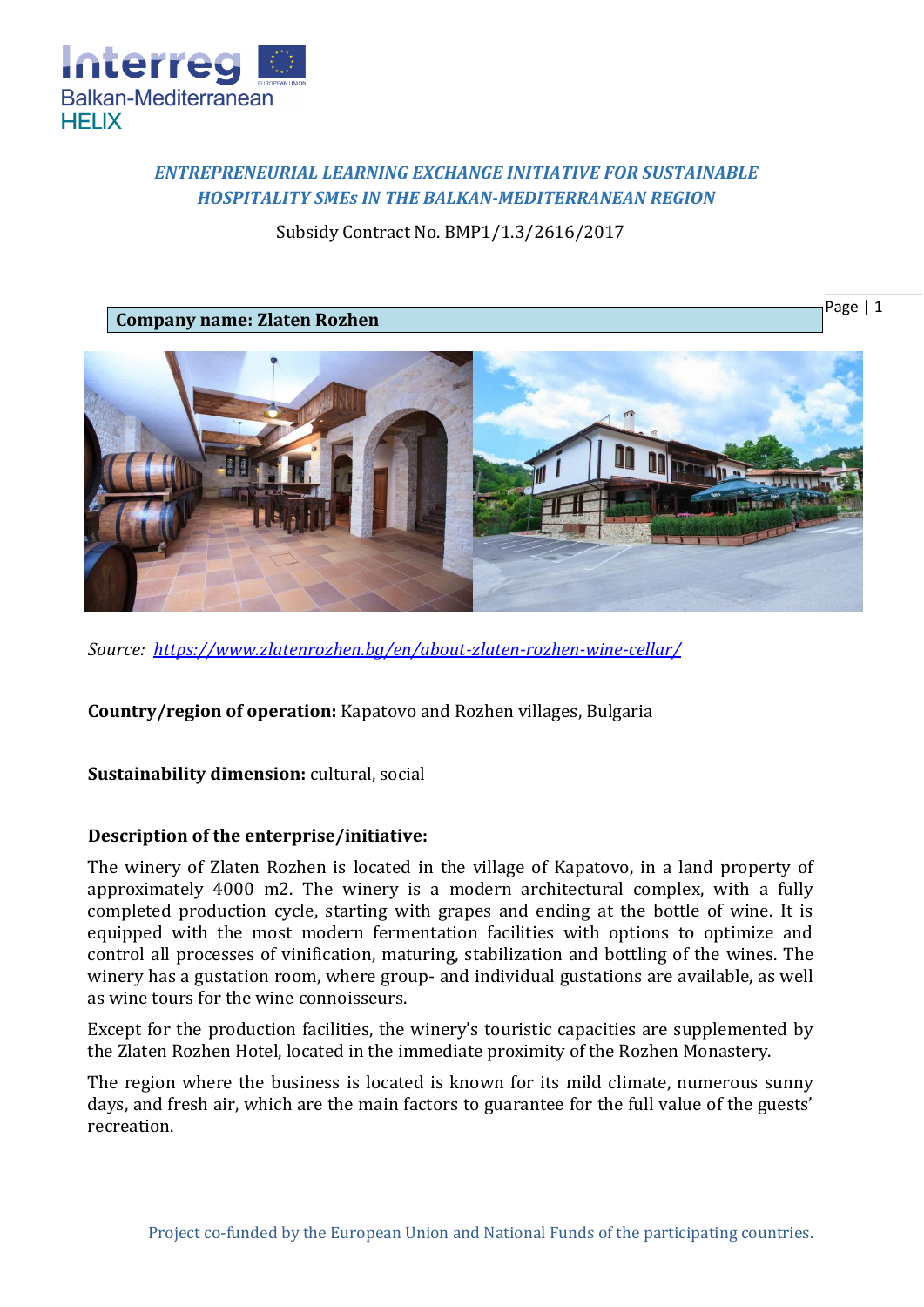*ENTREPRENEURIAL LEARNING EXCHANGE INITIATIVE FOR SUSTAINABLE HOSPITALITY SMEs IN THE BALKAN-MEDITERRANEAN REGION*

Subsidy Contract No. BMP1/1.3/2616/2017

**Company name: Zlaten Rozhen**

*Source: [https://www.zlatenrozhen.bg/en/about-zlaten-rozhen-wine-cellar/](https://www.zlatenrozhen.bg/en/about-zlaten-rozhen-wine-cellar/)*

**Country/region of operation:** Kapatovo and Rozhen villages, Bulgaria

**Sustainability dimension:** cultural, social

**Description of the enterprise/initiative:**

The winery of Zlaten Rozhen is located in the village of Kapatovo, in a land property of approximately 4000 m2. The winery is a modern architectural complex, with a fully completed production cycle, starting with grapes and ending at the bottle of wine. It is equipped with the most modern fermentation facilities with options to optimize and control all processes of vinification, maturing, stabilization and bottling of the wines. The winery has a gustation room, where group- and individual gustations are available, as well as wine tours for the wine connoisseurs.

Except for the production facilities, the winery's touristic capacities are supplemented by the Zlaten Rozhen Hotel, located in the immediate proximity of the Rozhen Monastery.

The region where the business is located is known for its mild climate, numerous sunny days, and fresh air, which are the main factors to guarantee for the full value of the guests' recreation.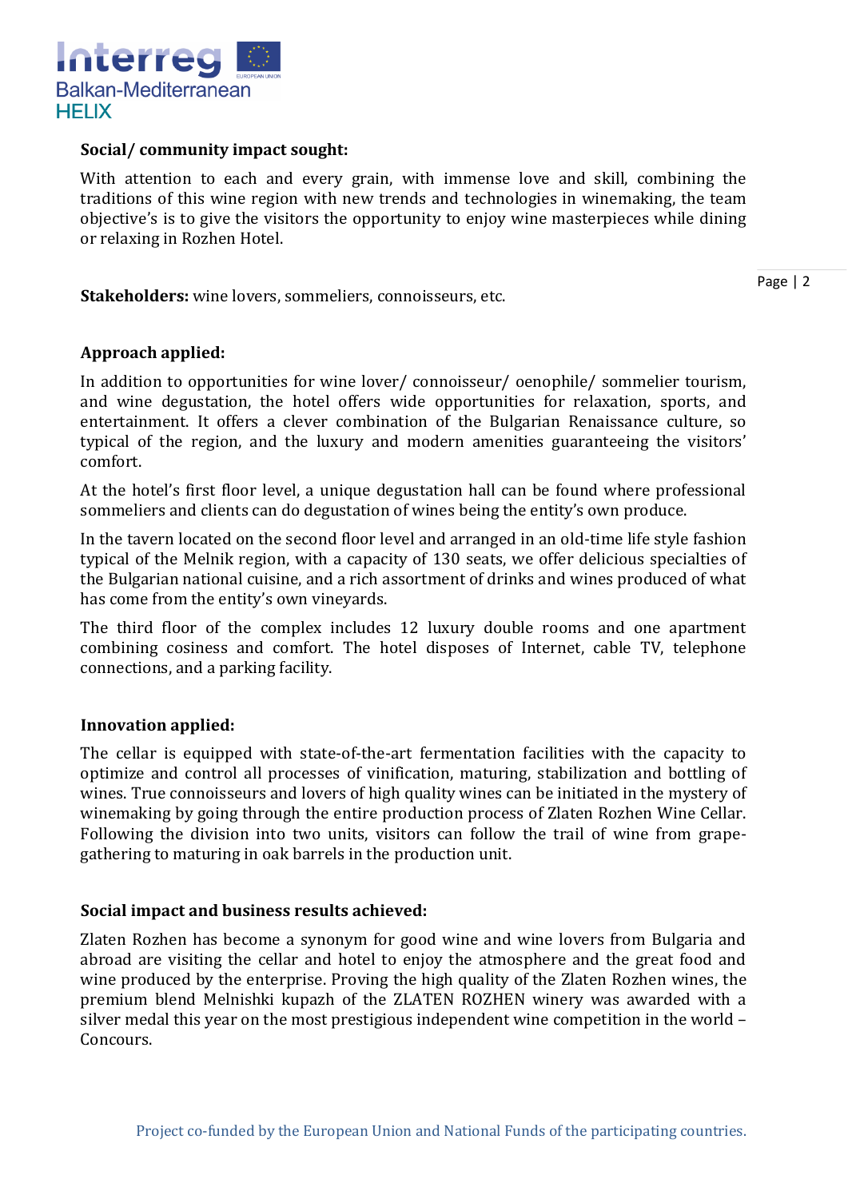**Social/ community impact sought:**

With attention to each and every grain, with immense love and skill, combining the traditions of this wine region with new trends and technologies in winemaking, the team objective's is to give the visitors the opportunity to enjoy wine masterpieces while dining or relaxing in Rozhen Hotel.

**Stakeholders:** wine lovers, sommeliers, connoisseurs, etc.

**Approach applied:**

In addition to opportunities for wine lover/ connoisseur/ oenophile/ sommelier tourism, and wine degustation, the hotel offers wide opportunities for relaxation, sports, and entertainment. It offers a clever combination of the Bulgarian Renaissance culture, so typical of the region, and the luxury and modern amenities guaranteeing the visitors' comfort.

At the hotel's first floor level, a unique degustation hall can be found where professional sommeliers and clients can do degustation of wines being the entity's own produce.

In the tavern located on the second floor level and arranged in an old-time life style fashion typical of the Melnik region, with a capacity of 130 seats, we offer delicious specialties of the Bulgarian national cuisine, and a rich assortment of drinks and wines produced of what has come from the entity's own vineyards.

The third floor of the complex includes 12 luxury double rooms and one apartment combining cosiness and comfort. The hotel disposes of Internet, cable TV, telephone connections, and a parking facility.

**Innovation applied:**

The cellar is equipped with state-of-the-art fermentation facilities with the capacity to optimize and control all processes of vinification, maturing, stabilization and bottling of wines. True connoisseurs and lovers of high quality wines can be initiated in the mystery of winemaking by going through the entire production process of Zlaten Rozhen Wine Cellar. Following the division into two units, visitors can follow the trail of wine from grape-gathering to maturing in oak barrels in the production unit.

**Social impact and business results achieved:**

Zlaten Rozhen has become a synonym for good wine and wine lovers from Bulgaria and abroad are visiting the cellar and hotel to enjoy the atmosphere and the great food and wine produced by the enterprise. Proving the high quality of the Zlaten Rozhen wines, the premium blend Melnishki kupazh of the ZLATEN ROZHEN winery was awarded with a silver medal this year on the most prestigious independent wine competition in the world – Concours.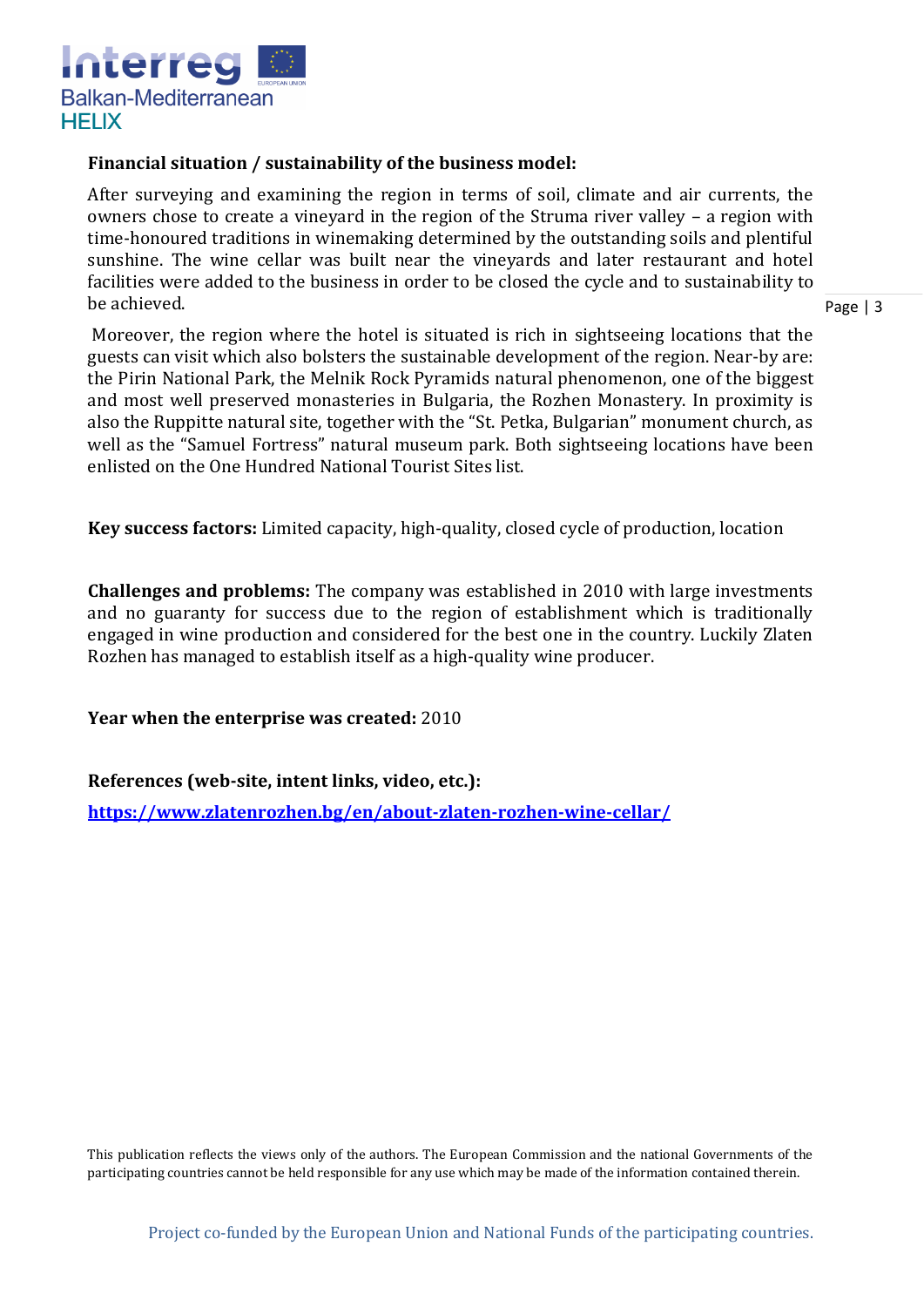**Financial situation / sustainability of the business model:**

After surveying and examining the region in terms of soil, climate and air currents, the owners chose to create a vineyard in the region of the Struma river valley – a region with time-honoured traditions in winemaking determined by the outstanding soils and plentiful sunshine. The wine cellar was built near the vineyards and later restaurant and hotel facilities were added to the business in order to be closed the cycle and to sustainability to be achieved.

Moreover, the region where the hotel is situated is rich in sightseeing locations that the guests can visit which also bolsters the sustainable development of the region. Near-by are: the Pirin National Park, the Melnik Rock Pyramids natural phenomenon, one of the biggest and most well preserved monasteries in Bulgaria, the Rozhen Monastery. In proximity is also the Ruppitte natural site, together with the "St. Petka, Bulgarian" monument church, as well as the "Samuel Fortress" natural museum park. Both sightseeing locations have been enlisted on the One Hundred National Tourist Sites list.

**Key success factors:** Limited capacity, high-quality, closed cycle of production, location

**Challenges and problems:** The company was established in 2010 with large investments and no guaranty for success due to the region of establishment which is traditionally engaged in wine production and considered for the best one in the country. Luckily Zlaten Rozhen has managed to establish itself as a high-quality wine producer.

**Year when the enterprise was created:** 2010

**References (web-site, intent links, video, etc.):**

https://www.zlatenrozhen.bg/en/about-zlaten-rozhen-wine-cellar/

This publication reflects the views only of the authors. The European Commission and the national Governments of the participating countries cannot be held responsible for any use which may be made of the information contained therein.

Project co-funded by the European Union and National Funds of the participating countries.